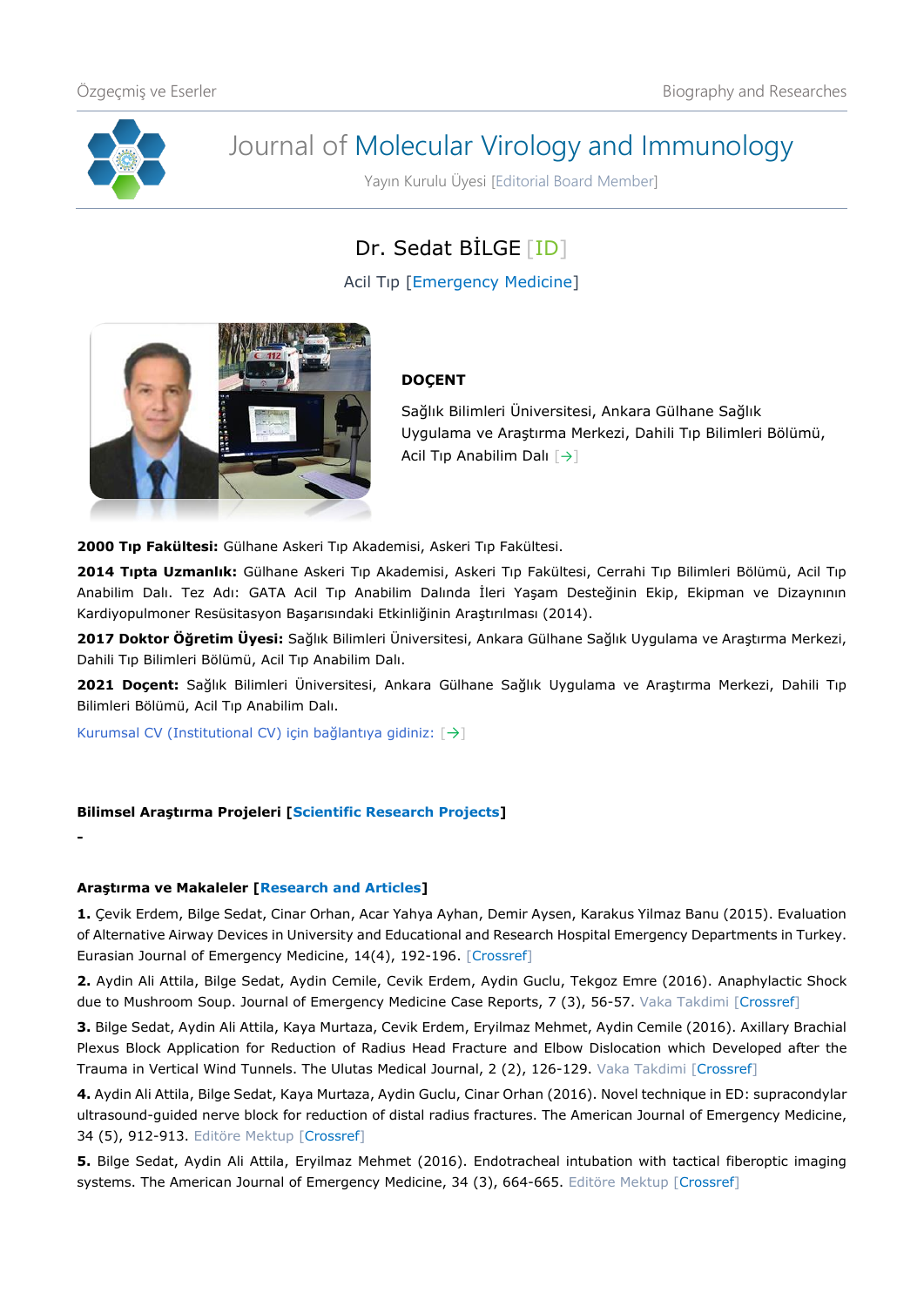# Journal of Molecular Virology and Immunology

Yayın Kurulu Üyesi [Editorial Board Member]

## Dr. Sedat BİLGE [ID]

Acil Tıp [Emergency Medicine]

**DOÇENT**

Sağlık Bilimleri Üniversitesi, Ankara Gülhane Sağlık Uygulama ve Araştırma Merkezi, Dahili Tıp Bilimleri Bölümü, Acil Tıp Anabilim Dalı [→]

**2000 Tıp Fakültesi:** Gülhane Askeri Tıp Akademisi, Askeri Tıp Fakültesi.

**2014 Tıpta Uzmanlık:** Gülhane Askeri Tıp Akademisi, Askeri Tıp Fakültesi, Cerrahi Tıp Bilimleri Bölümü, Acil Tıp Anabilim Dalı. Tez Adı: GATA Acil Tıp Anabilim Dalında İleri Yaşam Desteğinin Ekip, Ekipman ve Dizaynının Kardiyopulmoner Resüsitasyon Başarısındaki Etkinliğinin Araştırılması (2014).

**2017 Doktor Öğretim Üyesi:** Sağlık Bilimleri Üniversitesi, Ankara Gülhane Sağlık Uygulama ve Araştırma Merkezi, Dahili Tıp Bilimleri Bölümü, Acil Tıp Anabilim Dalı.

**2021 Doçent:** Sağlık Bilimleri Üniversitesi, Ankara Gülhane Sağlık Uygulama ve Araştırma Merkezi, Dahili Tıp Bilimleri Bölümü, Acil Tıp Anabilim Dalı.

Kurumsal CV (Institutional CV) için bağlantıya gidiniz: [→]

### Bilimsel Araştırma Projeleri [Scientific Research Projects]

-

### Araştırma ve Makaleler [Research and Articles]

**1.** Çevik Erdem, Bilge Sedat, Cinar Orhan, Acar Yahya Ayhan, Demir Aysen, Karakus Yilmaz Banu (2015). Evaluation of Alternative Airway Devices in University and Educational and Research Hospital Emergency Departments in Turkey. Eurasian Journal of Emergency Medicine, 14(4), 192-196. [Crossref]

**2.** Aydin Ali Attila, Bilge Sedat, Aydin Cemile, Cevik Erdem, Aydin Guclu, Tekgoz Emre (2016). Anaphylactic Shock due to Mushroom Soup. Journal of Emergency Medicine Case Reports, 7 (3), 56-57. Vaka Takdimi [Crossref]

**3.** Bilge Sedat, Aydin Ali Attila, Kaya Murtaza, Cevik Erdem, Eryilmaz Mehmet, Aydin Cemile (2016). Axillary Brachial Plexus Block Application for Reduction of Radius Head Fracture and Elbow Dislocation which Developed after the Trauma in Vertical Wind Tunnels. The Ulutas Medical Journal, 2 (2), 126-129. Vaka Takdimi [Crossref]

**4.** Aydin Ali Attila, Bilge Sedat, Kaya Murtaza, Aydin Guclu, Cinar Orhan (2016). Novel technique in ED: supracondylar ultrasound-guided nerve block for reduction of distal radius fractures. The American Journal of Emergency Medicine, 34 (5), 912-913. Editöre Mektup [Crossref]

**5.** Bilge Sedat, Aydin Ali Attila, Eryilmaz Mehmet (2016). Endotracheal intubation with tactical fiberoptic imaging systems. The American Journal of Emergency Medicine, 34 (3), 664-665. Editöre Mektup [Crossref]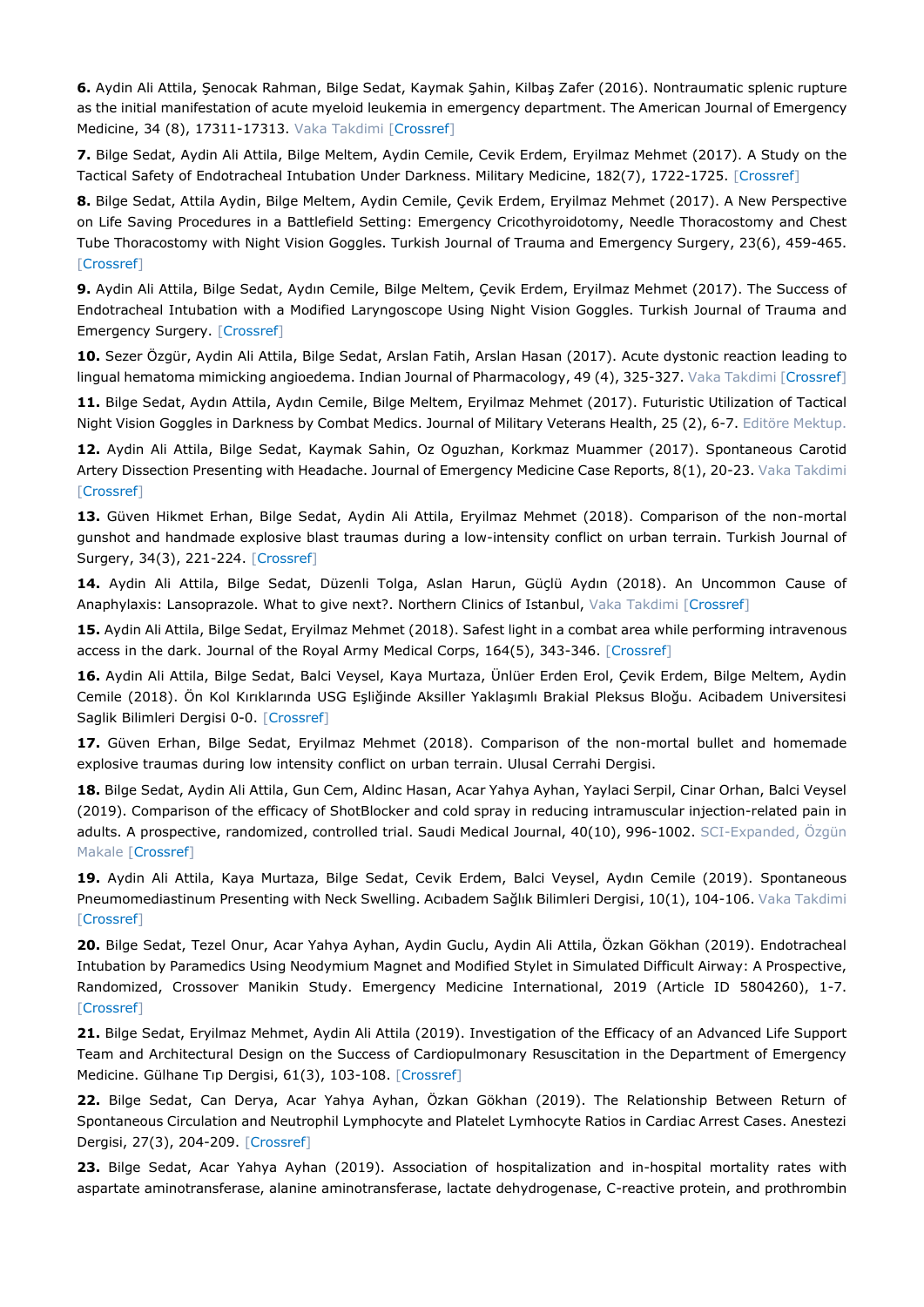**6.** Aydin Ali Attila, Şenocak Rahman, Bilge Sedat, Kaymak Şahin, Kilbaş Zafer (2016). Nontraumatic splenic rupture as the initial manifestation of acute myeloid leukemia in emergency department. The American Journal of Emergency Medicine, 34 (8), 17311-17313. Vaka Takdimi [Crossref]

**7.** Bilge Sedat, Aydin Ali Attila, Bilge Meltem, Aydin Cemile, Cevik Erdem, Eryilmaz Mehmet (2017). A Study on the Tactical Safety of Endotracheal Intubation Under Darkness. Military Medicine, 182(7), 1722-1725. [Crossref]

**8.** Bilge Sedat, Attila Aydin, Bilge Meltem, Aydin Cemile, Çevik Erdem, Eryilmaz Mehmet (2017). A New Perspective on Life Saving Procedures in a Battlefield Setting: Emergency Cricothyroidotomy, Needle Thoracostomy and Chest Tube Thoracostomy with Night Vision Goggles. Turkish Journal of Trauma and Emergency Surgery, 23(6), 459-465. [Crossref]

**9.** Aydin Ali Attila, Bilge Sedat, Aydın Cemile, Bilge Meltem, Çevik Erdem, Eryilmaz Mehmet (2017). The Success of Endotracheal Intubation with a Modified Laryngoscope Using Night Vision Goggles. Turkish Journal of Trauma and Emergency Surgery. [Crossref]

**10.** Sezer Özgür, Aydin Ali Attila, Bilge Sedat, Arslan Fatih, Arslan Hasan (2017). Acute dystonic reaction leading to lingual hematoma mimicking angioedema. Indian Journal of Pharmacology, 49 (4), 325-327. Vaka Takdimi [Crossref]

**11.** Bilge Sedat, Aydın Attila, Aydın Cemile, Bilge Meltem, Eryilmaz Mehmet (2017). Futuristic Utilization of Tactical Night Vision Goggles in Darkness by Combat Medics. Journal of Military Veterans Health, 25 (2), 6-7. Editöre Mektup.

**12.** Aydin Ali Attila, Bilge Sedat, Kaymak Sahin, Oz Oguzhan, Korkmaz Muammer (2017). Spontaneous Carotid Artery Dissection Presenting with Headache. Journal of Emergency Medicine Case Reports, 8(1), 20-23. Vaka Takdimi [Crossref]

**13.** Güven Hikmet Erhan, Bilge Sedat, Aydin Ali Attila, Eryilmaz Mehmet (2018). Comparison of the non-mortal gunshot and handmade explosive blast traumas during a low-intensity conflict on urban terrain. Turkish Journal of Surgery, 34(3), 221-224. [Crossref]

**14.** Aydin Ali Attila, Bilge Sedat, Düzenli Tolga, Aslan Harun, Güçlü Aydın (2018). An Uncommon Cause of Anaphylaxis: Lansoprazole. What to give next?. Northern Clinics of Istanbul, Vaka Takdimi [Crossref]

**15.** Aydin Ali Attila, Bilge Sedat, Eryilmaz Mehmet (2018). Safest light in a combat area while performing intravenous access in the dark. Journal of the Royal Army Medical Corps, 164(5), 343-346. [Crossref]

**16.** Aydin Ali Attila, Bilge Sedat, Balci Veysel, Kaya Murtaza, Ünlüer Erden Erol, Çevik Erdem, Bilge Meltem, Aydin Cemile (2018). Ön Kol Kırıklarında USG Eşliğinde Aksiller Yaklaşımlı Brakial Pleksus Bloğu. Acibadem Universitesi Saglik Bilimleri Dergisi 0-0. [Crossref]

**17.** Güven Erhan, Bilge Sedat, Eryilmaz Mehmet (2018). Comparison of the non-mortal bullet and homemade explosive traumas during low intensity conflict on urban terrain. Ulusal Cerrahi Dergisi.

**18.** Bilge Sedat, Aydin Ali Attila, Gun Cem, Aldinc Hasan, Acar Yahya Ayhan, Yaylaci Serpil, Cinar Orhan, Balci Veysel (2019). Comparison of the efficacy of ShotBlocker and cold spray in reducing intramuscular injection-related pain in adults. A prospective, randomized, controlled trial. Saudi Medical Journal, 40(10), 996-1002. SCI-Expanded, Özgün Makale [Crossref]

**19.** Aydin Ali Attila, Kaya Murtaza, Bilge Sedat, Cevik Erdem, Balci Veysel, Aydın Cemile (2019). Spontaneous Pneumomediastinum Presenting with Neck Swelling. Acıbadem Sağlık Bilimleri Dergisi, 10(1), 104-106. Vaka Takdimi [Crossref]

**20.** Bilge Sedat, Tezel Onur, Acar Yahya Ayhan, Aydin Guclu, Aydin Ali Attila, Özkan Gökhan (2019). Endotracheal Intubation by Paramedics Using Neodymium Magnet and Modified Stylet in Simulated Difficult Airway: A Prospective, Randomized, Crossover Manikin Study. Emergency Medicine International, 2019 (Article ID 5804260), 1-7. [Crossref]

**21.** Bilge Sedat, Eryilmaz Mehmet, Aydin Ali Attila (2019). Investigation of the Efficacy of an Advanced Life Support Team and Architectural Design on the Success of Cardiopulmonary Resuscitation in the Department of Emergency Medicine. Gülhane Tıp Dergisi, 61(3), 103-108. [Crossref]

**22.** Bilge Sedat, Can Derya, Acar Yahya Ayhan, Özkan Gökhan (2019). The Relationship Between Return of Spontaneous Circulation and Neutrophil Lymphocyte and Platelet Lymhocyte Ratios in Cardiac Arrest Cases. Anestezi Dergisi, 27(3), 204-209. [Crossref]

**23.** Bilge Sedat, Acar Yahya Ayhan (2019). Association of hospitalization and in-hospital mortality rates with aspartate aminotransferase, alanine aminotransferase, lactate dehydrogenase, C-reactive protein, and prothrombin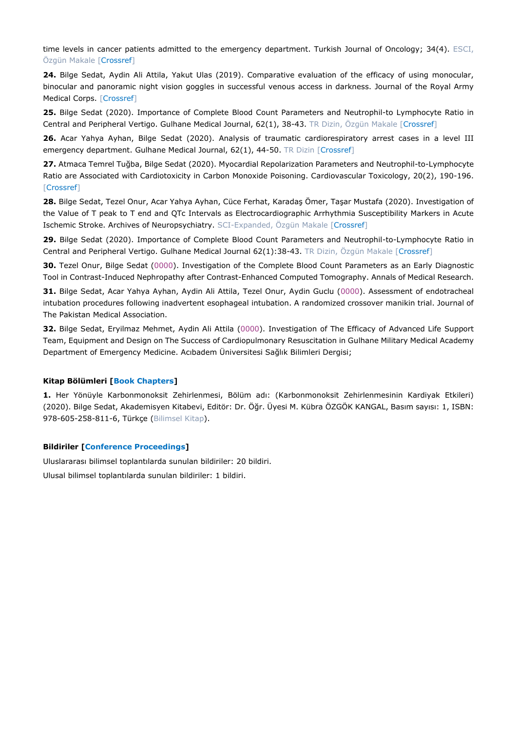time levels in cancer patients admitted to the emergency department. Turkish Journal of Oncology; 34(4). ESCI, Özgün Makale [Crossref]

**24.** Bilge Sedat, Aydin Ali Attila, Yakut Ulas (2019). Comparative evaluation of the efficacy of using monocular, binocular and panoramic night vision goggles in successful venous access in darkness. Journal of the Royal Army Medical Corps. [Crossref]

**25.** Bilge Sedat (2020). Importance of Complete Blood Count Parameters and Neutrophil-to Lymphocyte Ratio in Central and Peripheral Vertigo. Gulhane Medical Journal, 62(1), 38-43. TR Dizin, Özgün Makale [Crossref]

**26.** Acar Yahya Ayhan, Bilge Sedat (2020). Analysis of traumatic cardiorespiratory arrest cases in a level III emergency department. Gulhane Medical Journal, 62(1), 44-50. TR Dizin [Crossref]

**27.** Atmaca Temrel Tuğba, Bilge Sedat (2020). Myocardial Repolarization Parameters and Neutrophil-to-Lymphocyte Ratio are Associated with Cardiotoxicity in Carbon Monoxide Poisoning. Cardiovascular Toxicology, 20(2), 190-196. [Crossref]

**28.** Bilge Sedat, Tezel Onur, Acar Yahya Ayhan, Cüce Ferhat, Karadaş Ömer, Taşar Mustafa (2020). Investigation of the Value of T peak to T end and QTc Intervals as Electrocardiographic Arrhythmia Susceptibility Markers in Acute Ischemic Stroke. Archives of Neuropsychiatry. SCI-Expanded, Özgün Makale [Crossref]

**29.** Bilge Sedat (2020). Importance of Complete Blood Count Parameters and Neutrophil-to-Lymphocyte Ratio in Central and Peripheral Vertigo. Gulhane Medical Journal 62(1):38-43. TR Dizin, Özgün Makale [Crossref]

**30.** Tezel Onur, Bilge Sedat (0000). Investigation of the Complete Blood Count Parameters as an Early Diagnostic Tool in Contrast-Induced Nephropathy after Contrast-Enhanced Computed Tomography. Annals of Medical Research.

**31.** Bilge Sedat, Acar Yahya Ayhan, Aydin Ali Attila, Tezel Onur, Aydin Guclu (0000). Assessment of endotracheal intubation procedures following inadvertent esophageal intubation. A randomized crossover manikin trial. Journal of The Pakistan Medical Association.

**32.** Bilge Sedat, Eryilmaz Mehmet, Aydin Ali Attila (0000). Investigation of The Efficacy of Advanced Life Support Team, Equipment and Design on The Success of Cardiopulmonary Resuscitation in Gulhane Military Medical Academy Department of Emergency Medicine. Acıbadem Üniversitesi Sağlık Bilimleri Dergisi;

**Kitap Bölümleri [Book Chapters]**

**1.** Her Yönüyle Karbonmonoksit Zehirlenmesi, Bölüm adı: (Karbonmonoksit Zehirlenmesinin Kardiyak Etkileri) (2020). Bilge Sedat, Akademisyen Kitabevi, Editör: Dr. Öğr. Üyesi M. Kübra ÖZGÖK KANGAL, Basım sayısı: 1, ISBN: 978-605-258-811-6, Türkçe (Bilimsel Kitap).

**Bildiriler [Conference Proceedings]**

Uluslararası bilimsel toplantılarda sunulan bildiriler: 20 bildiri.

Ulusal bilimsel toplantılarda sunulan bildiriler: 1 bildiri.